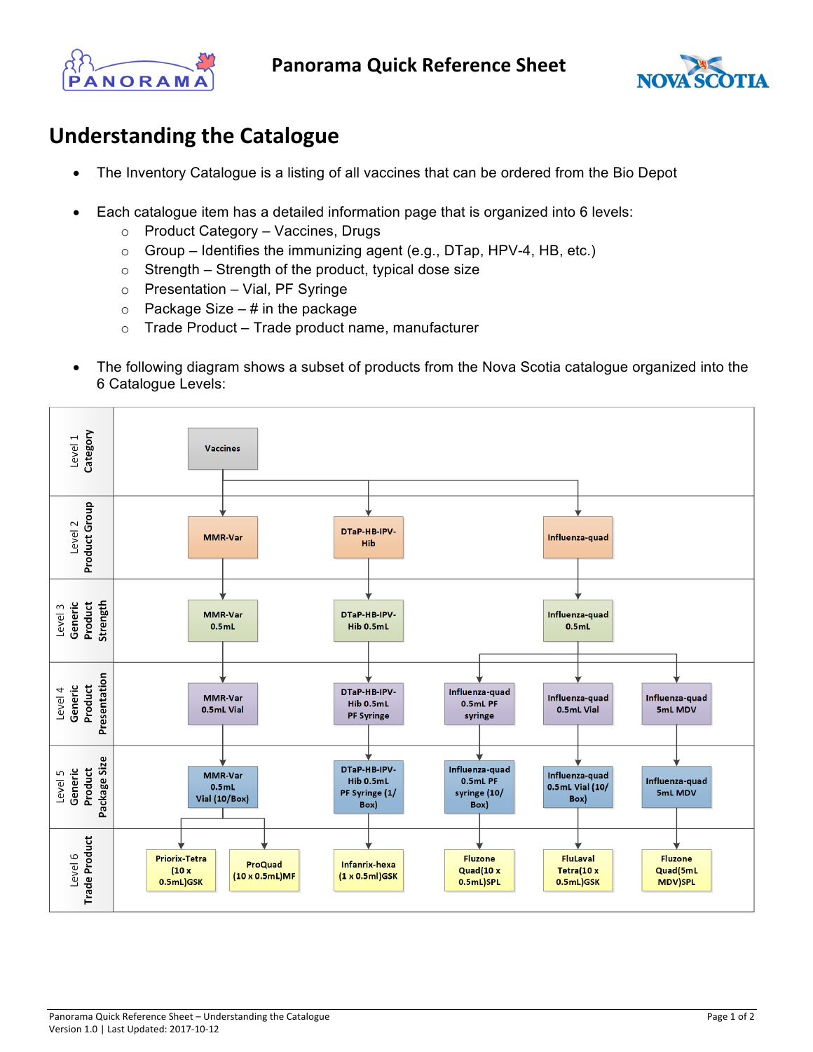# Understanding the Catalogue

- The Inventory Catalogue is a listing of all vaccines that can be ordered from the Bio Depot
- Each catalogue item has a detailed information page that is organized into 6 levels:
  - Product Category – Vaccines, Drugs
  - Group – Identifies the immunizing agent (e.g., DTap, HPV-4, HB, etc.)
  - Strength – Strength of the product, typical dose size
  - Presentation – Vial, PF Syringe
  - Package Size – # in the package
  - Trade Product – Trade product name, manufacturer
- The following diagram shows a subset of products from the Nova Scotia catalogue organized into the 6 Catalogue Levels:

| Level | | | | | | | |
|---|---|---|---|---|---|---|---|
| Level 1 Category | Vaccines | | | | | | |
| Level 2 Product Group | MMR-Var | | DTaP-HB-IPV-Hib | Influenza-quad | | | |
| Level 3 Generic Product Strength | MMR-Var 0.5mL | | DTaP-HB-IPV-Hib 0.5mL | Influenza-quad 0.5mL | | | |
| Level 4 Generic Product Presentation | MMR-Var 0.5mL Vial | | DTaP-HB-IPV-Hib 0.5mL PF Syringe | Influenza-quad 0.5mL PF syringe | Influenza-quad 0.5mL Vial | Influenza-quad 5mL MDV | |
| Level 5 Generic Product Package Size | MMR-Var 0.5mL Vial (10/Box) | | DTaP-HB-IPV-Hib 0.5mL PF Syringe (1/Box) | Influenza-quad 0.5mL PF syringe (10/Box) | Influenza-quad 0.5mL Vial (10/Box) | Influenza-quad 5mL MDV | |
| Level 6 Trade Product | Priorix-Tetra (10 x 0.5mL)GSK | ProQuad (10 x 0.5mL)MF | Infanrix-hexa (1 x 0.5ml)GSK | Fluzone Quad(10 x 0.5mL)SPL | FluLaval Tetra(10 x 0.5mL)GSK | Fluzone Quad(5mL MDV)SPL | |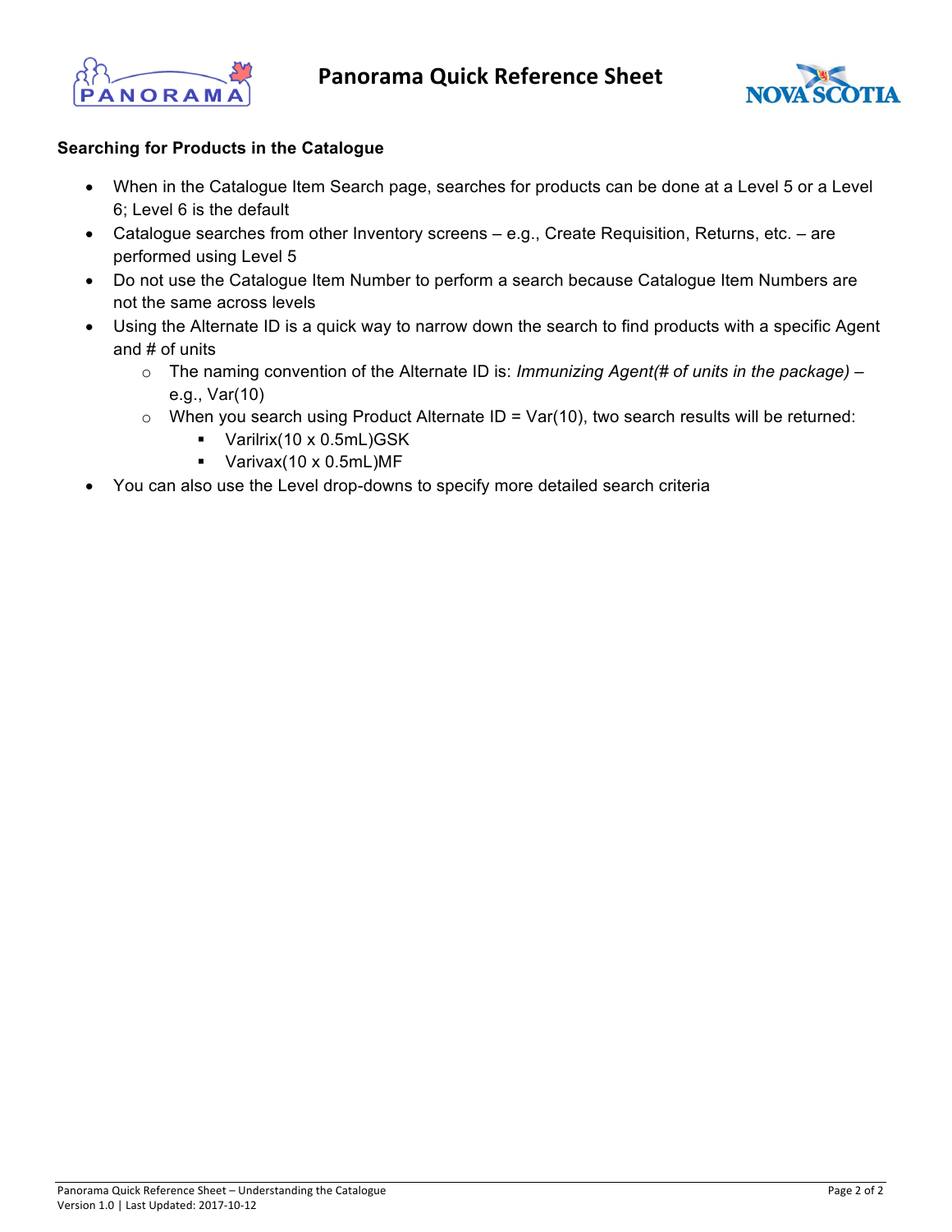### Searching for Products in the Catalogue

- When in the Catalogue Item Search page, searches for products can be done at a Level 5 or a Level 6; Level 6 is the default
- Catalogue searches from other Inventory screens – e.g., Create Requisition, Returns, etc. – are performed using Level 5
- Do not use the Catalogue Item Number to perform a search because Catalogue Item Numbers are not the same across levels
- Using the Alternate ID is a quick way to narrow down the search to find products with a specific Agent and # of units
  - The naming convention of the Alternate ID is: *Immunizing Agent(# of units in the package)* – e.g., Var(10)
  - When you search using Product Alternate ID = Var(10), two search results will be returned:
    - Varilrix(10 x 0.5mL)GSK
    - Varivax(10 x 0.5mL)MF
- You can also use the Level drop-downs to specify more detailed search criteria